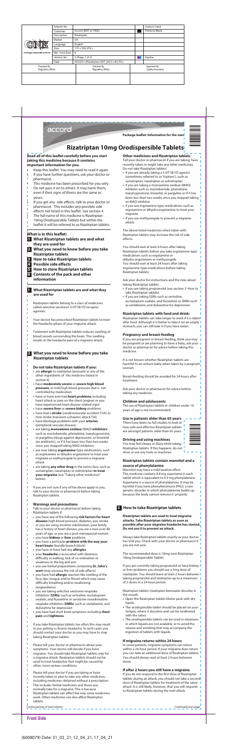| Artwork No. | - | | | Colours Used |
|---|---|---|---|---|
| Customer | Accord (BST to ONE) | | | Pantone Black |
| Description | Rizatriptan | | | |
| Market | UK | | | |
| Language | English | | | |
| Size | 170 x 550 (PIL) | | | |
| Min. Font Size | 9 | | | |
| Version No. | 2 (Page 1 of 2) | | | Keyline |
| Date | 30/03/21 (Rizatriptan ODT (ACC-UK) PIL) | | | |

| Prepared By Regulatory Affairs | Checked By Regulatory Affairs | Approved By Quality Assurance |
|---|---|---|
| | | |

accord

**Package leaflet: Information for the user**

# Rizatriptan 10mg Orodispersible Tablets

**Read all of this leaflet carefully before you start taking this medicine because it contains important information for you.**

- Keep this leaflet. You may need to read it again.
- If you have further questions, ask your doctor or pharmacist.
- This medicine has been prescribed for you only. Do not pass it on to others. It may harm them, even if their signs of illness are the same as yours.
- If you get any side effects, talk to your doctor or pharmacist. This includes any possible side effects not listed in this leaflet. See section 4.
- The full name of this medicine is Rizatriptan 10mg Orodispersible Tablets but within the leaflet it will be referred to as Rizatriptan tablets.

**What is in this leaflet:**

1. **What Rizatriptan tablets are and what they are used for**
2. **What you need to know before you take Rizatriptan tablets**
3. **How to take Rizatriptan tablets**
4. **Possible side effects**
5. **How to store Rizatriptan tablets**
6. **Contents of the pack and other information**

## 1 What Rizatriptan tablets are and what they are used for

Rizatriptan tablets belong to a class of medicines called selective serotonin 5-HT1B/1D receptor agonists.

Your doctor has prescribed Rizatriptan tablets to treat the headache phase of your migraine attack.

Treatment with Rizatriptan tablets reduces swelling of blood vessels surrounding the brain. This swelling results in the headache pain of a migraine attack.

## 2 What you need to know before you take Rizatriptan tablets

### Do not take Rizatriptan tablets if you:

- are **allergic** to rizatriptan benzoate or any of the other ingredients of this medicine (listed in section 6)
- have **moderately severe** or **severe high blood pressure**, or mild high blood pressure that is not controlled by medication
- have or have ever had **heart problems** including heart attack or pain on the chest (angina) or you have experienced heart disease related signs
- have **severe liver** or **severe kidney** problems
- have had a **stroke** (cerebrovascular accident CVA) or mini stroke (transient ischaemic attack TIA)
- have blockage problems with your **arteries** (peripheral vascular disease)
- are taking **monoamine oxidase** (MAO) **inhibitors** such as moclobemide, phenelzine, tranylcypromine, or pargyline (drugs against depression), or linezolid (an antibiotic), or if it has been less than two weeks since you stopped taking MAO inhibitors
- are now taking **ergotamine**-type medications, such as ergotamine or dihydro-ergotamine to treat your migraine or methysergide to prevent a migraine attack
- are taking **any other drug** in the same class, such as sumatriptan, naratriptan or zolmitriptan **to treat your migraine** (see "Taking other medicines" below).

If you are not sure if any of the above apply to you, talk to your doctor or pharmacist before taking Rizatriptan tablets.

### Warnings and precautions

Talk to your doctor or pharmacist before taking Rizatriptan tablets if:

- you have any of the following **risk factors for heart disease:** high blood pressure, diabetes, you smoke or you are using nicotine substitution, your family has a history of heart disease, you are a man over 40 years of age, or you are a post-menopausal woman
- you have **kidney** or **liver** problems
- you have a particular **problem with the way your heart beats** (bundle branch block)
- you have or have had any **allergies**
- your **headache** is associated with dizziness, difficulty in walking, lack of co-ordination or weakness in the leg and arm
- you use herbal preparations containing **St. John's wort** (may increase the risk of side effects)
- you have had **allergic** reaction like swelling of the face, lips, tongue and/or throat which may cause difficulty breathing and/or swallowing (angioedema)
- you are taking selective serotonin reuptake inhibitors (**SSRIs**) such as sertraline, escitalopram oxalate, and fluoxetine or serotonin noradrenaline reuptake inhibitors (**SNRIs**) such as venlafaxine, and duloxetine for depression
- you have had short lived symptoms including **chest pain** and **tightness**.

If you take Rizatriptan tablets too often this may result in you getting a chronic headache. In such cases you should contact your doctor as you may have to stop taking Rizatriptan tablets.

Please tell your doctor or pharmacist about your symptoms. Your doctor will decide if you have migraine. You should take Rizatriptan tablets only for a migraine attack. Rizatriptan tablets should not be used to treat headaches that might be caused by other, more serious conditions.

Please tell your doctor if you are taking or have recently taken or plan to take any other medicines, including medicines obtained without a prescription. This includes herbal medicines and those you normally take for a migraine. This is because Rizatriptan tablets can affect the way some medicines work. Other medicines can also affect Rizatriptan tablets.

*Continued top of next column*

### Other medicines and Rizatriptan tablets

Tell your doctor or pharmacist if you are taking, have recently taken or might take any other medicines. Do not take Rizatriptan tablets:

- if you are already taking a 5-HT1B/1D agonist (sometimes referred to as 'triptans'), such as sumatriptan, naratriptan or zolmitriptan
- if you are taking a monoamine oxidase (MAO) inhibitor such as moclobemide, phenelzine, tranylcypromine, linezolid, or pargyline or if it has been less than two weeks since you stopped taking an MAO inhibitor
- if you use ergotamine-type medications such as ergotamine or dihydro-ergotamine to treat your migraine
- if you use methysergide to prevent a migraine attack.

The above listed medicines when taken with Rizatriptan tablets may increase the risk of side effects.

You should wait at least 6 hours after taking Rizatriptan tablets before you take ergotamine-type medications such as ergotamine or dihydro-ergotamine or methysergide.
You should wait at least 24 hours after taking ergotamine-type medications before taking Rizatriptan tablets.

Ask your doctor for instructions and the risks about taking Rizatriptan tablets:

- if you are taking propranolol (see section 3: How to take Rizatriptan tablets)
- if you are taking SSRIs such as sertraline, escitalopram oxalate, and fluoxetine or SNRIs such as venlafaxine, and duloxetine for depression.

### Rizatriptan tablets with food and drink:

Rizatriptan tablets can take longer to work if it is taken after food. Although it is better to take it on an empty stomach, you can still take it if you have eaten.

### Pregnancy and breast-feeding

If you are pregnant or breast-feeding, think you may be pregnant or are planning to have a baby, ask your doctor or pharmacist for advice before taking this medicine.

It is not known whether Rizatriptan tablets are harmful to an unborn baby when taken by a pregnant woman.

Breast-feeding should be avoided for 24 hours after treatment.

Ask your doctor or pharmacist for advice before taking any medicine.

### Children and adolescents

The use of Rizatriptan tablets in children under 18 years of age is not recommended.

### Use in patients older than 65 years

There have been no full studies to look at how safe and effective Rizatriptan tablets are amongst patients older than 65 years.

### Driving and using machines

You may feel sleepy or dizzy while taking Rizatriptan tablets. If this happens, do not drive or use any tools or machines.

### Rizatriptan tablets contain mannitol and a source of phenylalanine

Mannitol may have a mild laxative effect.
This medicine contains 8.8 mg aspartame in each tablet which is equivalent to 4.9 mg phenylalanine. Aspartame is a source of phenylalanine. It may be harmful if you have phenylketonuria (PKU), a rare genetic disorder in which phenylalanine builds up because the body cannot remove it properly.

## 3 How to take Rizatriptan tablets

**Rizatriptan tablets are used to treat migraine attacks. Take Rizatriptan tablets as soon as possible after your migraine headache has started. Do not use it to prevent an attack.**

Always take Rizatriptan tablets exactly as your doctor has told you. Check with your doctor or pharmacist if you are not sure.

The recommended dose is 10mg (one Rizatriptan 10mg Orodispersible Tablet).

If you are currently taking propranolol or have kidney or liver problems you should use a 5mg dose of rizatriptan. You should leave at least 2 hours between taking propranolol and rizatriptan up to a maximum of 2 doses in a 24-hour period.

Rizatriptan tablets (rizatriptan benzoate) dissolve in the mouth.

- Open the Rizatriptan tablets blister pack with dry hands
- The orodispersible tablet should be placed on your tongue, where it dissolves and can be swallowed with the saliva
- The orodispersible tablets can be used in situations in which liquids are not available, or to avoid the nausea and vomiting that may accompany the ingestion of tablets with liquids.

### If migraine returns within 24 hours

In some patients, migraine symptoms can return within a 24-hour period. If your migraine does return you can take an additional dose of Rizatriptan tablets. You should always wait at least 2 hours between doses.

### If after 2 hours you still have a migraine

If you do not respond to the first dose of Rizatriptan tablets during an attack, you should not take a second dose of Rizatriptan tablets for treatment of the same attack. It is still likely, however, that you will respond to Rizatriptan tablets during the next attack.

*Continued over page*

Front Side

(6008079) Date: 31_03_21, 12_04_21, 17_04_21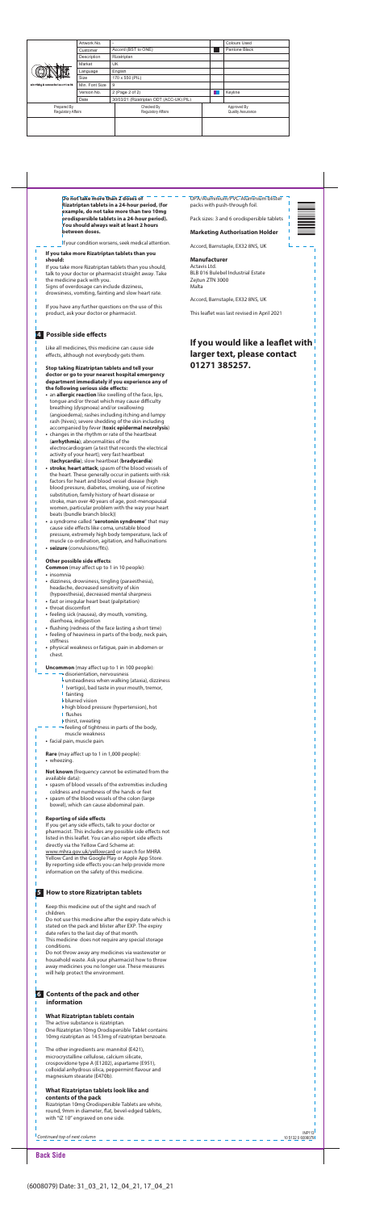| | Artwork No. | - | | Colours Used |
|---|---|---|---|---|
| | Customer | Accord (BST to ONE) | | Pantone Black |
| | Description | Rizatriptan | | |
| | Market | UK | | |
| | Language | English | | |
| | Size | 170 x 550 (PIL) | | |
| | Min. Font Size | 9 | | |
| | Version No. | 2 (Page 2 of 2) | | Keyline |
| | Date | 30/03/21 (Rizatriptan ODT (ACC-UK) PIL) | | |
| Prepared By Regulatory Affairs | | Checked By Regulatory Affairs | | Approved By Quality Assurance |

**Do not take more than 2 doses of Rizatriptan tablets in a 24-hour period, (for example, do not take more than two 10mg orodispersible tablets in a 24-hour period). You should always wait at least 2 hours between doses.**

If your condition worsens, seek medical attention.

**If you take more Rizatriptan tablets than you should:**
If you take more Rizatriptan tablets than you should, talk to your doctor or pharmacist straight away. Take the medicine pack with you.
Signs of overdosage can include dizziness, drowsiness, vomiting, fainting and slow heart rate.

If you have any further questions on the use of this product, ask your doctor or pharmacist.

## 4 Possible side effects

Like all medicines, this medicine can cause side effects, although not everybody gets them.

**Stop taking Rizatriptan tablets and tell your doctor or go to your nearest hospital emergency department immediately if you experience any of the following serious side effects:**

- an **allergic reaction** like swelling of the face, lips, tongue and/or throat which may cause difficulty breathing (dyspnoea) and/or swallowing (angioedema); rashes including itching and lumpy rash (hives); severe shedding of the skin including accompanied by fever (**toxic epidermal necrolysis**)
- changes in the rhythm or rate of the heartbeat (**arrhythmia**); abnormalities of the electrocardiogram (a test that records the electrical activity of your heart); very fast heartbeat (**tachycardia**); slow heartbeat (**bradycardia**)
- **stroke**, **heart attack**; spasm of the blood vessels of the heart. These generally occur in patients with risk factors for heart and blood vessel disease (high blood pressure, diabetes, smoking, use of nicotine substitution, family history of heart disease or stroke, man over 40 years of age, post-menopausal women, particular problem with the way your heart beats (bundle branch block))
- a syndrome called "**serotonin syndrome**" that may cause side effects like coma, unstable blood pressure, extremely high body temperature, lack of muscle co-ordination, agitation, and hallucinations
- **seizure** (convulsions/fits).

**Other possible side effects:**
**Common** (may affect up to 1 in 10 people):
- insomnia
- dizziness, drowsiness, tingling (paraesthesia), headache, decreased sensitivity of skin (hypoesthesia), decreased mental sharpness
- fast or irregular heart beat (palpitation)
- throat discomfort
- feeling sick (nausea), dry mouth, vomiting, diarrhoea, indigestion
- flushing (redness of the face lasting a short time)
- feeling of heaviness in parts of the body, neck pain, stiffness
- physical weakness or fatigue, pain in abdomen or chest.

**Uncommon** (may affect up to 1 in 100 people):
- disorientation, nervousness
- unsteadiness when walking (ataxia), dizziness (vertigo), bad taste in your mouth, tremor, fainting
- blurred vision
- high blood pressure (hypertension), hot flushes
- thirst, sweating
- feeling of tightness in parts of the body, muscle weakness
- facial pain, muscle pain.

**Rare** (may affect up to 1 in 1,000 people):
- wheezing.

**Not known** (frequency cannot be estimated from the available data):
- spasm of blood vessels of the extremities including coldness and numbness of the hands or feet
- spasm of the blood vessels of the colon (large bowel), which can cause abdominal pain.

**Reporting of side effects**
If you get any side effects, talk to your doctor or pharmacist. This includes any possible side effects not listed in this leaflet. You can also report side effects directly via the Yellow Card Scheme at: www.mhra.gov.uk/yellowcard or search for MHRA Yellow Card in the Google Play or Apple App Store. By reporting side effects you can help provide more information on the safety of this medicine.

## 5 How to store Rizatriptan tablets

Keep this medicine out of the sight and reach of children.
Do not use this medicine after the expiry date which is stated on the pack and blister after EXP. The expiry date refers to the last day of that month.
This medicine does not require any special storage conditions.
Do not throw away any medicines via wastewater or household waste. Ask your pharmacist how to throw away medicines you no longer use. These measures will help protect the environment.

## 6 Contents of the pack and other information

**What Rizatriptan tablets contain**
The active substance is rizatriptan.
One Rizatriptan 10mg Orodispersible Tablet contains 10mg rizatriptan as 14.53mg of rizatriptan benzoate.

The other ingredients are: mannitol (E421), microcrystalline cellulose, calcium silicate, crospovidone type A (E1202), aspartame (E951), colloidal anhydrous silica, peppermint flavour and magnesium stearate (E470b).

**What Rizatriptan tablets look like and contents of the pack**
Rizatriptan 10mg Orodispersible Tablets are white, round, 9mm in diameter, flat, bevel-edged tablets, with "IZ 10" engraved on one side.

*Continued top of next column*

OPA/Aluminium/PVC-Aluminium blister packs with push-through foil.

Pack sizes: 3 and 6 orodispersible tablets

**Marketing Authorisation Holder**

Accord, Barnstaple, EX32 8NS, UK

**Manufacturer**
Actavis Ltd.
BLB 016 Bulebel Industrial Estate
Zejtun ZTN 3000
Malta

Accord, Barnstaple, EX32 8NS, UK

This leaflet was last revised in April 2021

## If you would like a leaflet with larger text, please contact 01271 385257.

**Back Side**

(6008079) Date: 31_03_21, 12_04_21, 17_04_21